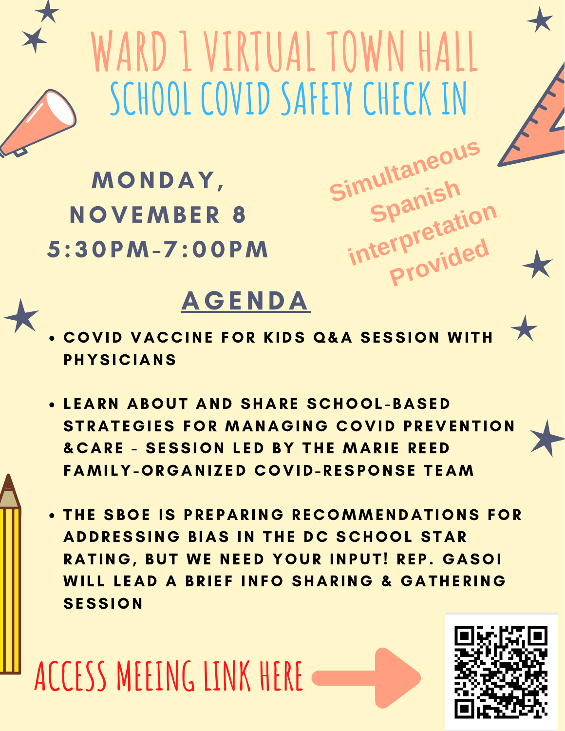# WARD 1 VIRTUAL TOWN HALL

## SCHOOL COVID SAFETY CHECK IN

**MONDAY, NOVEMBER 8**
**5:30PM-7:00PM**

Simultaneous Spanish interpretation Provided

## AGENDA

- COVID VACCINE FOR KIDS Q&A SESSION WITH PHYSICIANS
- LEARN ABOUT AND SHARE SCHOOL-BASED STRATEGIES FOR MANAGING COVID PREVENTION &CARE - SESSION LED BY THE MARIE REED FAMILY-ORGANIZED COVID-RESPONSE TEAM
- THE SBOE IS PREPARING RECOMMENDATIONS FOR ADDRESSING BIAS IN THE DC SCHOOL STAR RATING, BUT WE NEED YOUR INPUT! REP. GASOI WILL LEAD A BRIEF INFO SHARING & GATHERING SESSION

ACCESS MEEING LINK HERE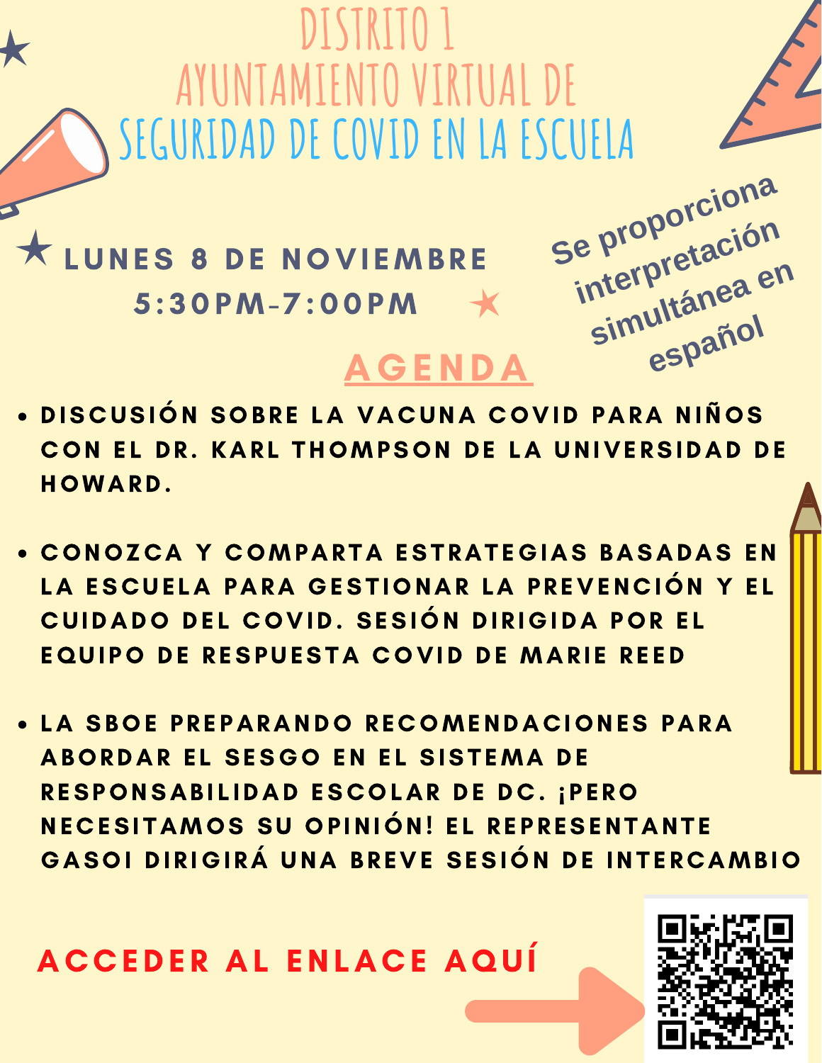# DISTRITO 1
# AYUNTAMIENTO VIRTUAL DE
# SEGURIDAD DE COVID EN LA ESCUELA

**LUNES 8 DE NOVIEMBRE**
**5:30PM-7:00PM**

Se proporciona interpretación simultánea en español

## AGENDA

- DISCUSIÓN SOBRE LA VACUNA COVID PARA NIÑOS CON EL DR. KARL THOMPSON DE LA UNIVERSIDAD DE HOWARD.
- CONOZCA Y COMPARTA ESTRATEGIAS BASADAS EN LA ESCUELA PARA GESTIONAR LA PREVENCIÓN Y EL CUIDADO DEL COVID. SESIÓN DIRIGIDA POR EL EQUIPO DE RESPUESTA COVID DE MARIE REED
- LA SBOE PREPARANDO RECOMENDACIONES PARA ABORDAR EL SESGO EN EL SISTEMA DE RESPONSABILIDAD ESCOLAR DE DC. ¡PERO NECESITAMOS SU OPINIÓN! EL REPRESENTANTE GASOI DIRIGIRÁ UNA BREVE SESIÓN DE INTERCAMBIO

**ACCEDER AL ENLACE AQUÍ**